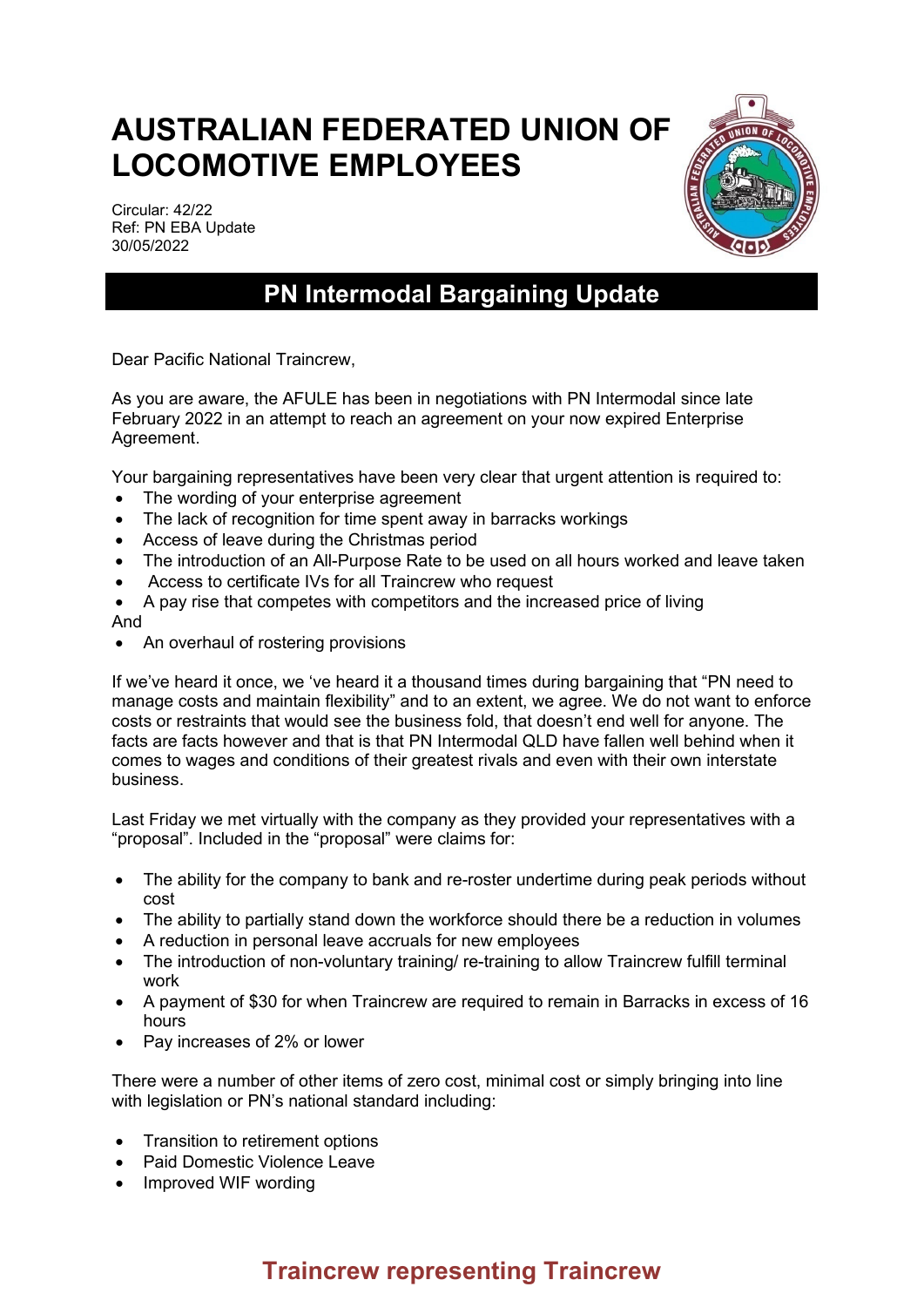# AUSTRALIAN FEDERATED UNION OF LOCOMOTIVE EMPLOYEES

Circular: 42/22
Ref: PN EBA Update
30/05/2022

## PN Intermodal Bargaining Update

Dear Pacific National Traincrew,

As you are aware, the AFULE has been in negotiations with PN Intermodal since late February 2022 in an attempt to reach an agreement on your now expired Enterprise Agreement.

Your bargaining representatives have been very clear that urgent attention is required to:

- The wording of your enterprise agreement
- The lack of recognition for time spent away in barracks workings
- Access of leave during the Christmas period
- The introduction of an All-Purpose Rate to be used on all hours worked and leave taken
- Access to certificate IVs for all Traincrew who request
- A pay rise that competes with competitors and the increased price of living

And

- An overhaul of rostering provisions

If we've heard it once, we 've heard it a thousand times during bargaining that "PN need to manage costs and maintain flexibility" and to an extent, we agree. We do not want to enforce costs or restraints that would see the business fold, that doesn't end well for anyone. The facts are facts however and that is that PN Intermodal QLD have fallen well behind when it comes to wages and conditions of their greatest rivals and even with their own interstate business.

Last Friday we met virtually with the company as they provided your representatives with a "proposal". Included in the "proposal" were claims for:

- The ability for the company to bank and re-roster undertime during peak periods without cost
- The ability to partially stand down the workforce should there be a reduction in volumes
- A reduction in personal leave accruals for new employees
- The introduction of non-voluntary training/ re-training to allow Traincrew fulfill terminal work
- A payment of $30 for when Traincrew are required to remain in Barracks in excess of 16 hours
- Pay increases of 2% or lower

There were a number of other items of zero cost, minimal cost or simply bringing into line with legislation or PN's national standard including:

- Transition to retirement options
- Paid Domestic Violence Leave
- Improved WIF wording

**Traincrew representing Traincrew**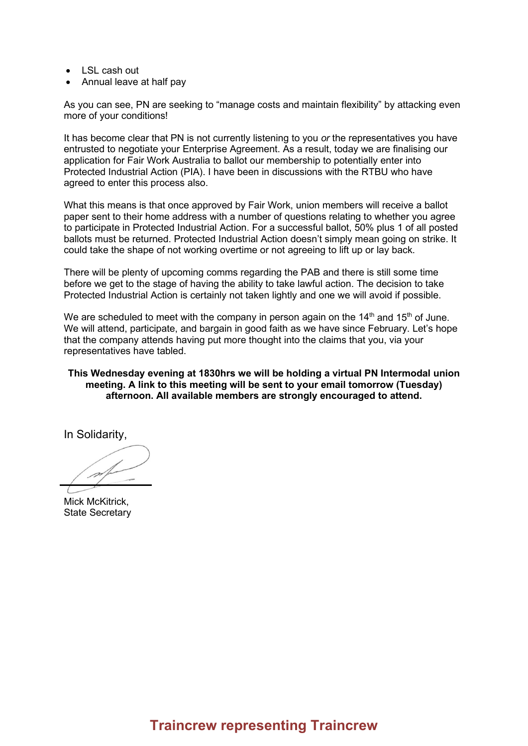- LSL cash out
- Annual leave at half pay

As you can see, PN are seeking to "manage costs and maintain flexibility" by attacking even more of your conditions!

It has become clear that PN is not currently listening to you *or* the representatives you have entrusted to negotiate your Enterprise Agreement. As a result, today we are finalising our application for Fair Work Australia to ballot our membership to potentially enter into Protected Industrial Action (PIA). I have been in discussions with the RTBU who have agreed to enter this process also.

What this means is that once approved by Fair Work, union members will receive a ballot paper sent to their home address with a number of questions relating to whether you agree to participate in Protected Industrial Action. For a successful ballot, 50% plus 1 of all posted ballots must be returned. Protected Industrial Action doesn't simply mean going on strike. It could take the shape of not working overtime or not agreeing to lift up or lay back.

There will be plenty of upcoming comms regarding the PAB and there is still some time before we get to the stage of having the ability to take lawful action. The decision to take Protected Industrial Action is certainly not taken lightly and one we will avoid if possible.

We are scheduled to meet with the company in person again on the 14th and 15th of June. We will attend, participate, and bargain in good faith as we have since February. Let's hope that the company attends having put more thought into the claims that you, via your representatives have tabled.

**This Wednesday evening at 1830hrs we will be holding a virtual PN Intermodal union meeting. A link to this meeting will be sent to your email tomorrow (Tuesday) afternoon. All available members are strongly encouraged to attend.**

In Solidarity,

Mick McKitrick,
State Secretary

**Traincrew representing Traincrew**